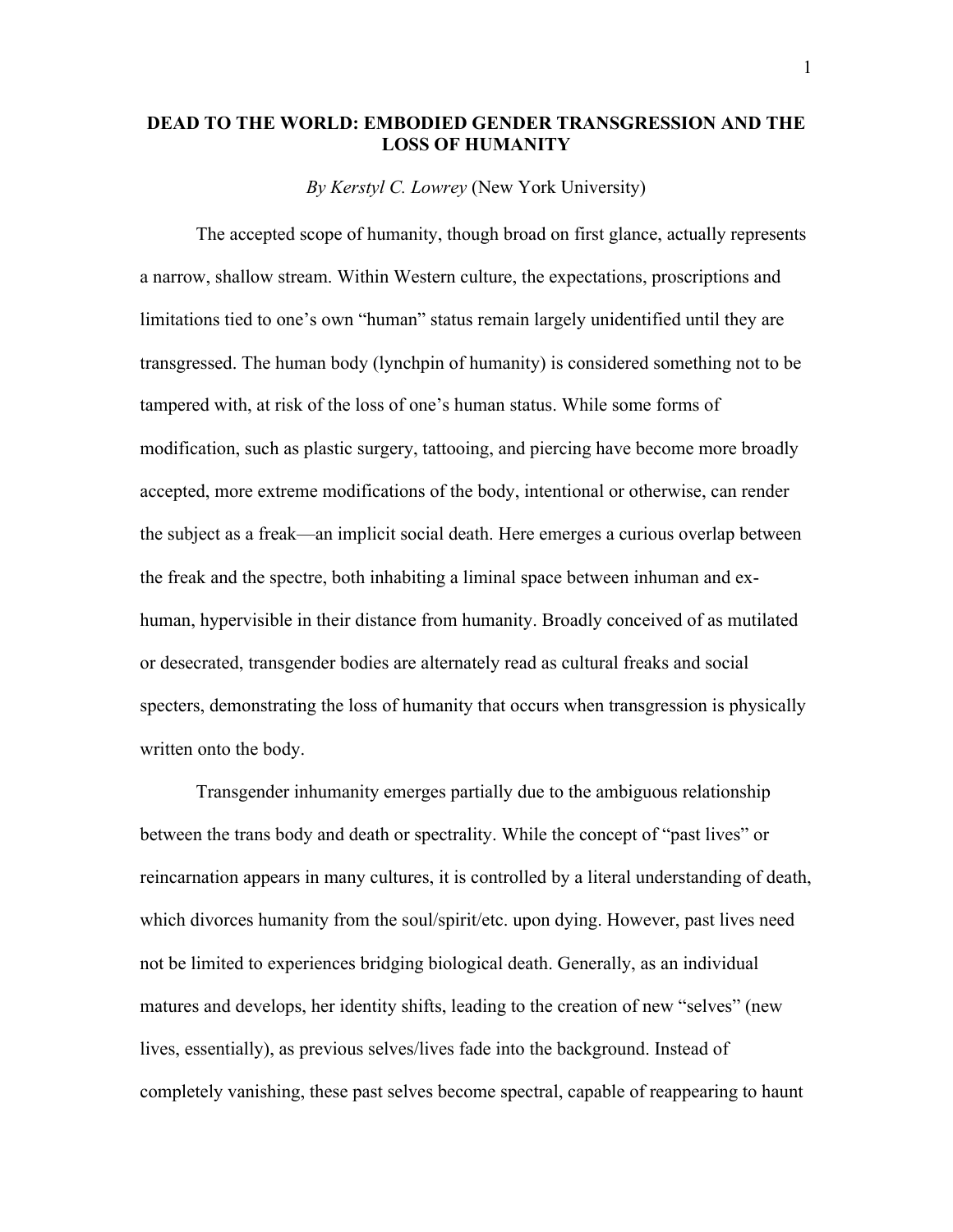# DEAD TO THE WORLD: EMBODIED GENDER TRANSGRESSION AND THE LOSS OF HUMANITY

*By Kerstyl C. Lowrey* (New York University)

The accepted scope of humanity, though broad on first glance, actually represents a narrow, shallow stream. Within Western culture, the expectations, proscriptions and limitations tied to one's own "human" status remain largely unidentified until they are transgressed. The human body (lynchpin of humanity) is considered something not to be tampered with, at risk of the loss of one's human status. While some forms of modification, such as plastic surgery, tattooing, and piercing have become more broadly accepted, more extreme modifications of the body, intentional or otherwise, can render the subject as a freak—an implicit social death. Here emerges a curious overlap between the freak and the spectre, both inhabiting a liminal space between inhuman and ex-human, hypervisible in their distance from humanity. Broadly conceived of as mutilated or desecrated, transgender bodies are alternately read as cultural freaks and social specters, demonstrating the loss of humanity that occurs when transgression is physically written onto the body.

Transgender inhumanity emerges partially due to the ambiguous relationship between the trans body and death or spectrality. While the concept of "past lives" or reincarnation appears in many cultures, it is controlled by a literal understanding of death, which divorces humanity from the soul/spirit/etc. upon dying. However, past lives need not be limited to experiences bridging biological death. Generally, as an individual matures and develops, her identity shifts, leading to the creation of new "selves" (new lives, essentially), as previous selves/lives fade into the background. Instead of completely vanishing, these past selves become spectral, capable of reappearing to haunt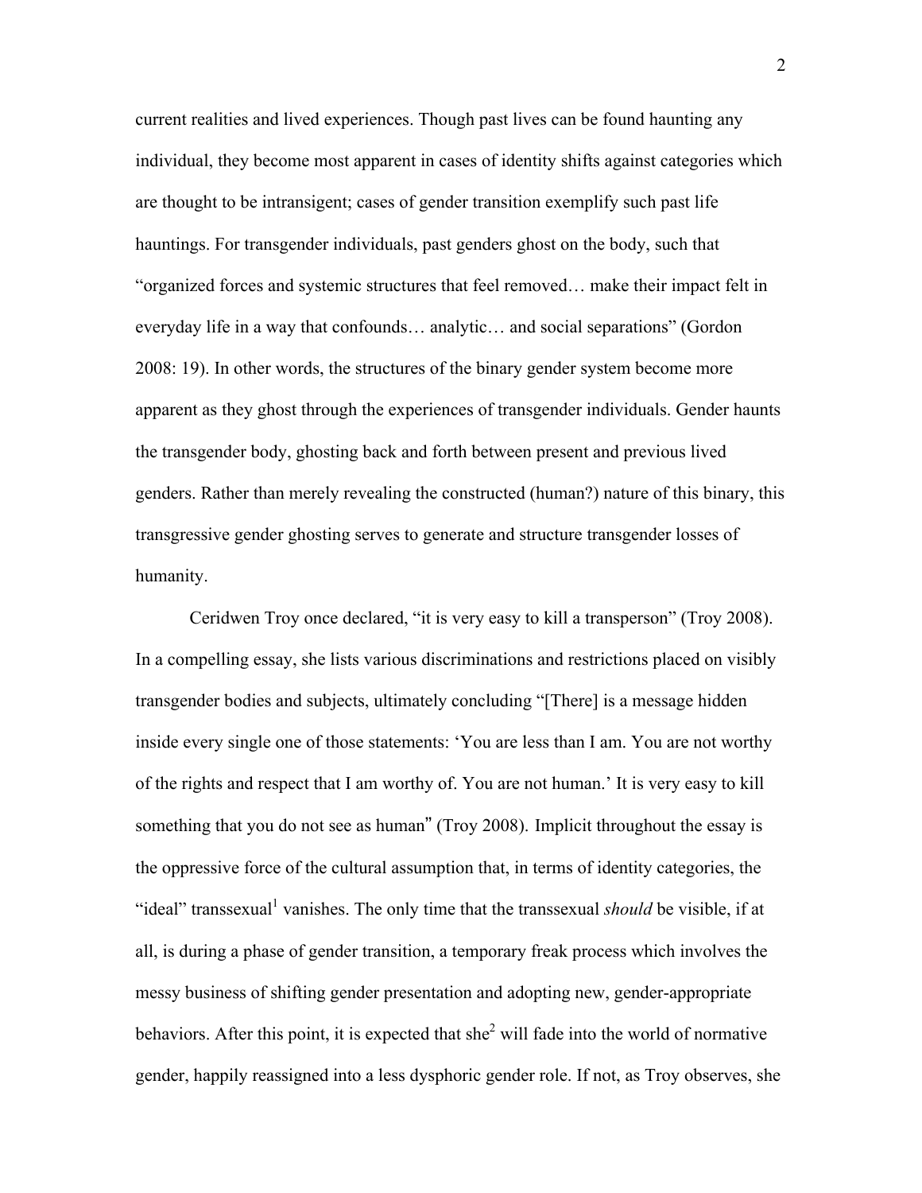current realities and lived experiences. Though past lives can be found haunting any individual, they become most apparent in cases of identity shifts against categories which are thought to be intransigent; cases of gender transition exemplify such past life hauntings. For transgender individuals, past genders ghost on the body, such that "organized forces and systemic structures that feel removed… make their impact felt in everyday life in a way that confounds… analytic… and social separations" (Gordon 2008: 19). In other words, the structures of the binary gender system become more apparent as they ghost through the experiences of transgender individuals. Gender haunts the transgender body, ghosting back and forth between present and previous lived genders. Rather than merely revealing the constructed (human?) nature of this binary, this transgressive gender ghosting serves to generate and structure transgender losses of humanity.

Ceridwen Troy once declared, "it is very easy to kill a transperson" (Troy 2008). In a compelling essay, she lists various discriminations and restrictions placed on visibly transgender bodies and subjects, ultimately concluding "[There] is a message hidden inside every single one of those statements: 'You are less than I am. You are not worthy of the rights and respect that I am worthy of. You are not human.' It is very easy to kill something that you do not see as human" (Troy 2008). Implicit throughout the essay is the oppressive force of the cultural assumption that, in terms of identity categories, the "ideal" transsexual[1] vanishes. The only time that the transsexual *should* be visible, if at all, is during a phase of gender transition, a temporary freak process which involves the messy business of shifting gender presentation and adopting new, gender-appropriate behaviors. After this point, it is expected that she[2] will fade into the world of normative gender, happily reassigned into a less dysphoric gender role. If not, as Troy observes, she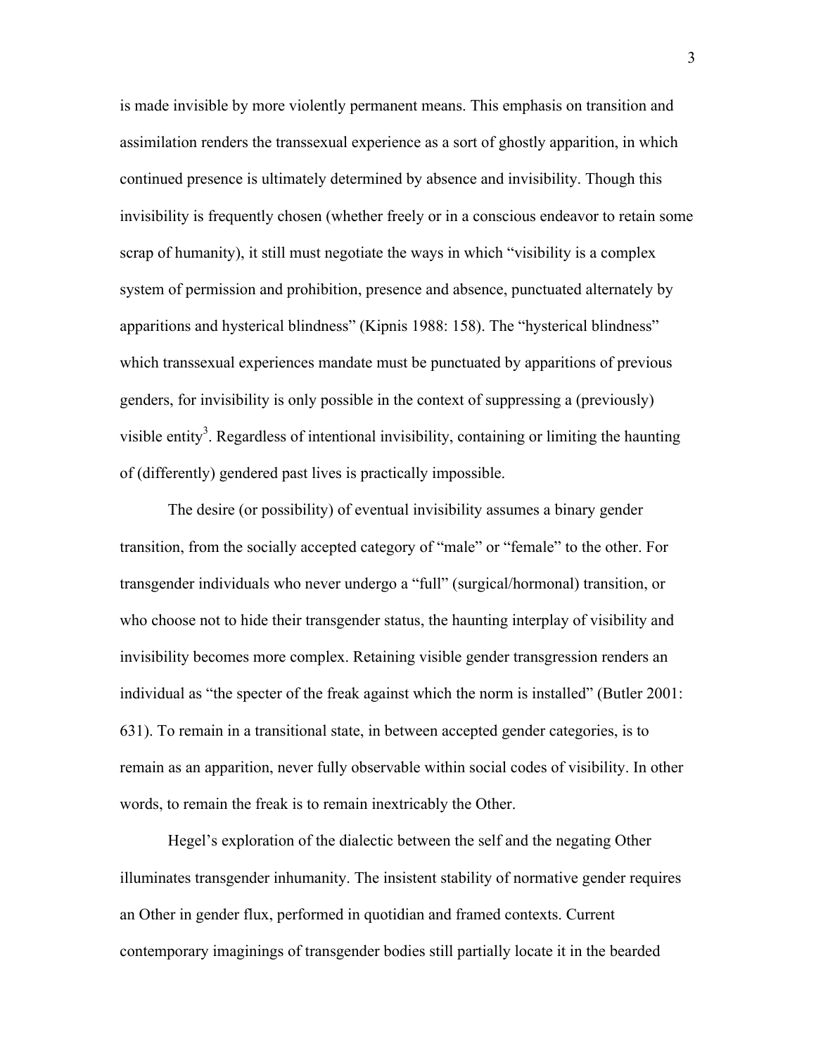is made invisible by more violently permanent means. This emphasis on transition and assimilation renders the transsexual experience as a sort of ghostly apparition, in which continued presence is ultimately determined by absence and invisibility. Though this invisibility is frequently chosen (whether freely or in a conscious endeavor to retain some scrap of humanity), it still must negotiate the ways in which "visibility is a complex system of permission and prohibition, presence and absence, punctuated alternately by apparitions and hysterical blindness" (Kipnis 1988: 158). The "hysterical blindness" which transsexual experiences mandate must be punctuated by apparitions of previous genders, for invisibility is only possible in the context of suppressing a (previously) visible entity[3]. Regardless of intentional invisibility, containing or limiting the haunting of (differently) gendered past lives is practically impossible.

The desire (or possibility) of eventual invisibility assumes a binary gender transition, from the socially accepted category of "male" or "female" to the other. For transgender individuals who never undergo a "full" (surgical/hormonal) transition, or who choose not to hide their transgender status, the haunting interplay of visibility and invisibility becomes more complex. Retaining visible gender transgression renders an individual as "the specter of the freak against which the norm is installed" (Butler 2001: 631). To remain in a transitional state, in between accepted gender categories, is to remain as an apparition, never fully observable within social codes of visibility. In other words, to remain the freak is to remain inextricably the Other.

Hegel's exploration of the dialectic between the self and the negating Other illuminates transgender inhumanity. The insistent stability of normative gender requires an Other in gender flux, performed in quotidian and framed contexts. Current contemporary imaginings of transgender bodies still partially locate it in the bearded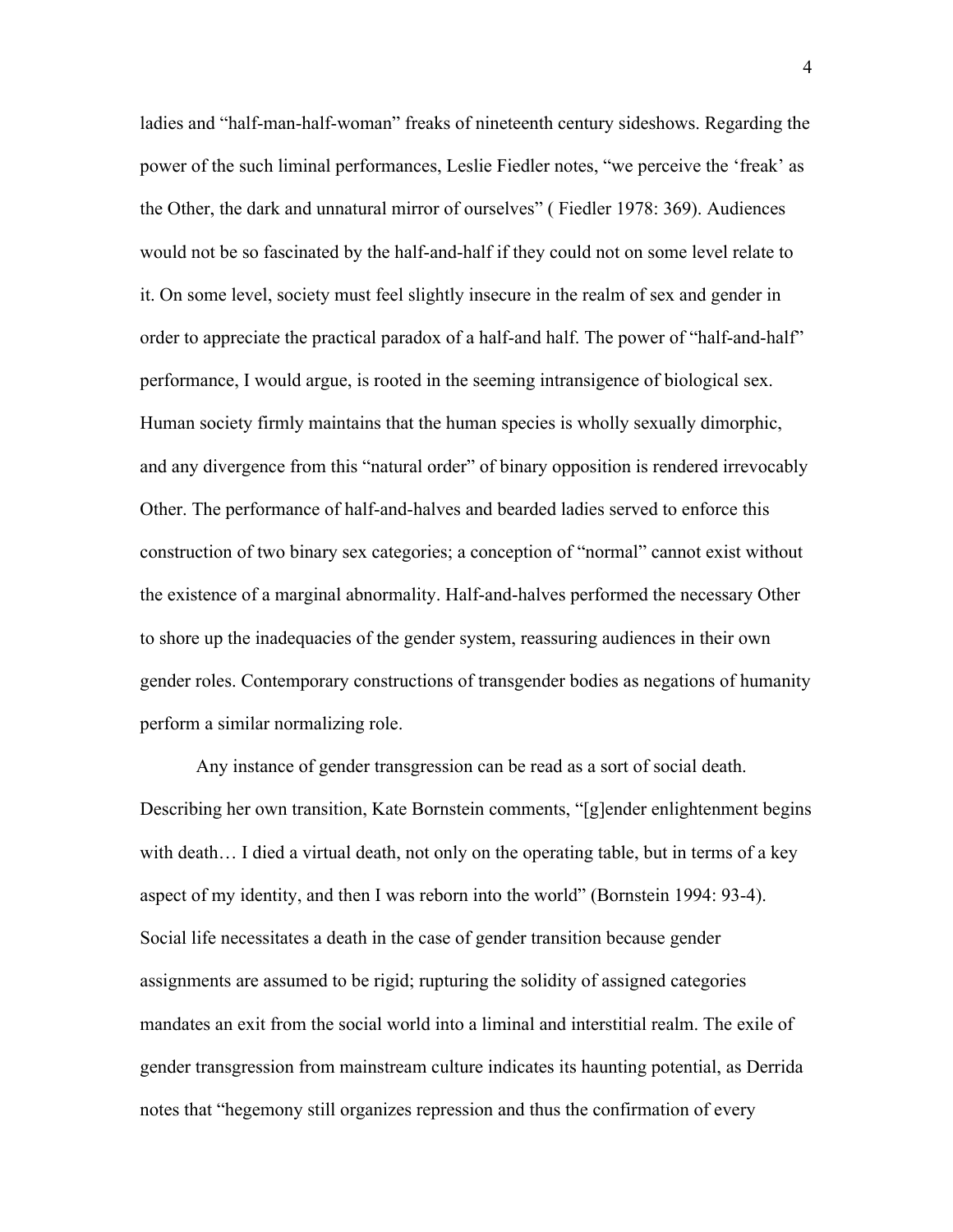ladies and "half-man-half-woman" freaks of nineteenth century sideshows. Regarding the power of the such liminal performances, Leslie Fiedler notes, "we perceive the 'freak' as the Other, the dark and unnatural mirror of ourselves" ( Fiedler 1978: 369). Audiences would not be so fascinated by the half-and-half if they could not on some level relate to it. On some level, society must feel slightly insecure in the realm of sex and gender in order to appreciate the practical paradox of a half-and half. The power of "half-and-half" performance, I would argue, is rooted in the seeming intransigence of biological sex. Human society firmly maintains that the human species is wholly sexually dimorphic, and any divergence from this "natural order" of binary opposition is rendered irrevocably Other. The performance of half-and-halves and bearded ladies served to enforce this construction of two binary sex categories; a conception of "normal" cannot exist without the existence of a marginal abnormality. Half-and-halves performed the necessary Other to shore up the inadequacies of the gender system, reassuring audiences in their own gender roles. Contemporary constructions of transgender bodies as negations of humanity perform a similar normalizing role.

Any instance of gender transgression can be read as a sort of social death. Describing her own transition, Kate Bornstein comments, "[g]ender enlightenment begins with death… I died a virtual death, not only on the operating table, but in terms of a key aspect of my identity, and then I was reborn into the world" (Bornstein 1994: 93-4). Social life necessitates a death in the case of gender transition because gender assignments are assumed to be rigid; rupturing the solidity of assigned categories mandates an exit from the social world into a liminal and interstitial realm. The exile of gender transgression from mainstream culture indicates its haunting potential, as Derrida notes that "hegemony still organizes repression and thus the confirmation of every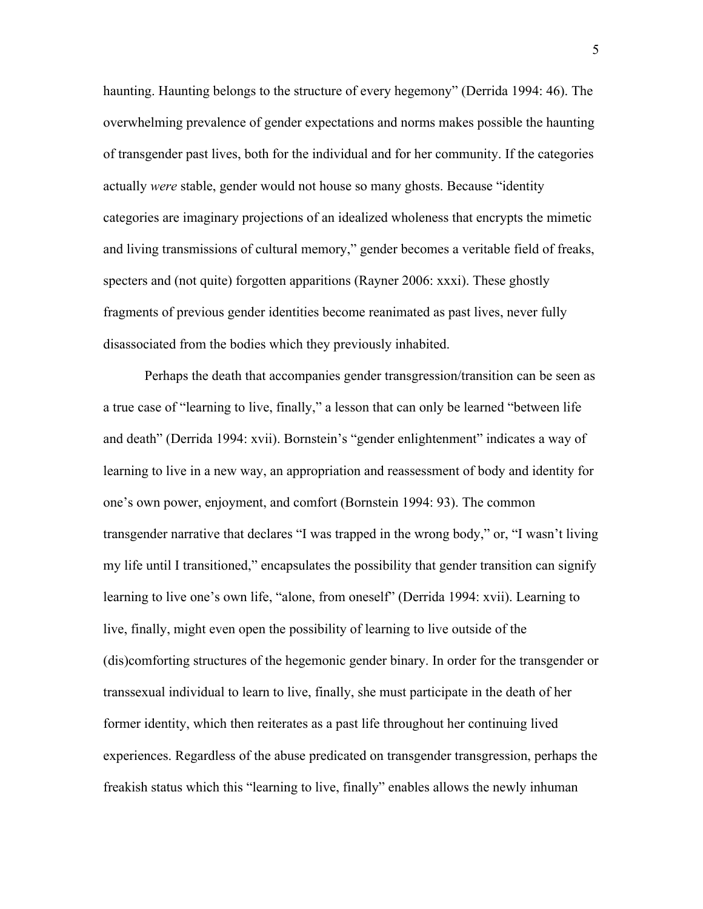haunting. Haunting belongs to the structure of every hegemony" (Derrida 1994: 46). The overwhelming prevalence of gender expectations and norms makes possible the haunting of transgender past lives, both for the individual and for her community. If the categories actually *were* stable, gender would not house so many ghosts. Because "identity categories are imaginary projections of an idealized wholeness that encrypts the mimetic and living transmissions of cultural memory," gender becomes a veritable field of freaks, specters and (not quite) forgotten apparitions (Rayner 2006: xxxi). These ghostly fragments of previous gender identities become reanimated as past lives, never fully disassociated from the bodies which they previously inhabited.

Perhaps the death that accompanies gender transgression/transition can be seen as a true case of "learning to live, finally," a lesson that can only be learned "between life and death" (Derrida 1994: xvii). Bornstein's "gender enlightenment" indicates a way of learning to live in a new way, an appropriation and reassessment of body and identity for one's own power, enjoyment, and comfort (Bornstein 1994: 93). The common transgender narrative that declares "I was trapped in the wrong body," or, "I wasn't living my life until I transitioned," encapsulates the possibility that gender transition can signify learning to live one's own life, "alone, from oneself" (Derrida 1994: xvii). Learning to live, finally, might even open the possibility of learning to live outside of the (dis)comforting structures of the hegemonic gender binary. In order for the transgender or transsexual individual to learn to live, finally, she must participate in the death of her former identity, which then reiterates as a past life throughout her continuing lived experiences. Regardless of the abuse predicated on transgender transgression, perhaps the freakish status which this "learning to live, finally" enables allows the newly inhuman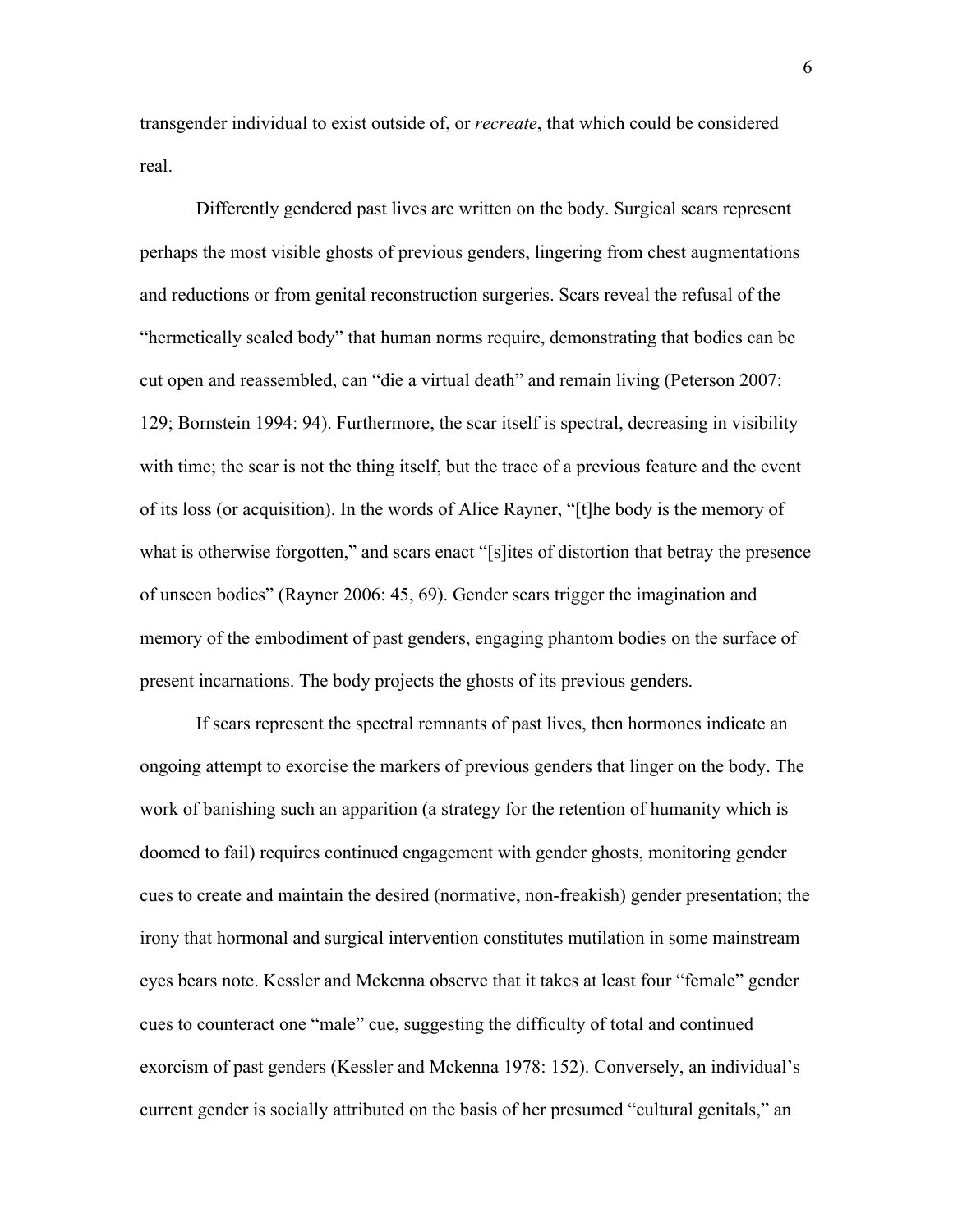transgender individual to exist outside of, or *recreate*, that which could be considered real.

Differently gendered past lives are written on the body. Surgical scars represent perhaps the most visible ghosts of previous genders, lingering from chest augmentations and reductions or from genital reconstruction surgeries. Scars reveal the refusal of the "hermetically sealed body" that human norms require, demonstrating that bodies can be cut open and reassembled, can "die a virtual death" and remain living (Peterson 2007: 129; Bornstein 1994: 94). Furthermore, the scar itself is spectral, decreasing in visibility with time; the scar is not the thing itself, but the trace of a previous feature and the event of its loss (or acquisition). In the words of Alice Rayner, "[t]he body is the memory of what is otherwise forgotten," and scars enact "[s]ites of distortion that betray the presence of unseen bodies" (Rayner 2006: 45, 69). Gender scars trigger the imagination and memory of the embodiment of past genders, engaging phantom bodies on the surface of present incarnations. The body projects the ghosts of its previous genders.

If scars represent the spectral remnants of past lives, then hormones indicate an ongoing attempt to exorcise the markers of previous genders that linger on the body. The work of banishing such an apparition (a strategy for the retention of humanity which is doomed to fail) requires continued engagement with gender ghosts, monitoring gender cues to create and maintain the desired (normative, non-freakish) gender presentation; the irony that hormonal and surgical intervention constitutes mutilation in some mainstream eyes bears note. Kessler and Mckenna observe that it takes at least four "female" gender cues to counteract one "male" cue, suggesting the difficulty of total and continued exorcism of past genders (Kessler and Mckenna 1978: 152). Conversely, an individual's current gender is socially attributed on the basis of her presumed "cultural genitals," an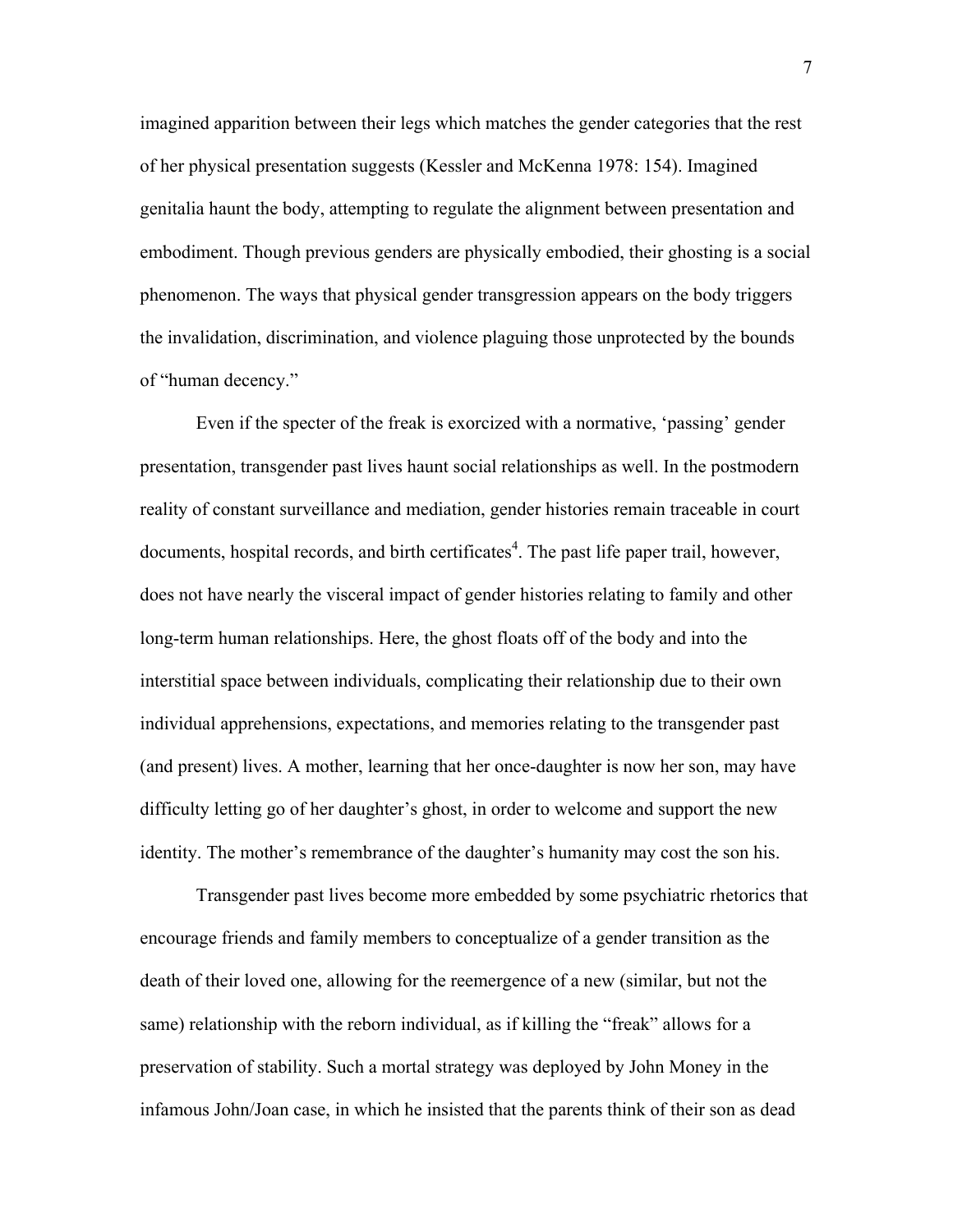imagined apparition between their legs which matches the gender categories that the rest of her physical presentation suggests (Kessler and McKenna 1978: 154). Imagined genitalia haunt the body, attempting to regulate the alignment between presentation and embodiment. Though previous genders are physically embodied, their ghosting is a social phenomenon. The ways that physical gender transgression appears on the body triggers the invalidation, discrimination, and violence plaguing those unprotected by the bounds of "human decency."

Even if the specter of the freak is exorcized with a normative, 'passing' gender presentation, transgender past lives haunt social relationships as well. In the postmodern reality of constant surveillance and mediation, gender histories remain traceable in court documents, hospital records, and birth certificates[4]. The past life paper trail, however, does not have nearly the visceral impact of gender histories relating to family and other long-term human relationships. Here, the ghost floats off of the body and into the interstitial space between individuals, complicating their relationship due to their own individual apprehensions, expectations, and memories relating to the transgender past (and present) lives. A mother, learning that her once-daughter is now her son, may have difficulty letting go of her daughter's ghost, in order to welcome and support the new identity. The mother's remembrance of the daughter's humanity may cost the son his.

Transgender past lives become more embedded by some psychiatric rhetorics that encourage friends and family members to conceptualize of a gender transition as the death of their loved one, allowing for the reemergence of a new (similar, but not the same) relationship with the reborn individual, as if killing the "freak" allows for a preservation of stability. Such a mortal strategy was deployed by John Money in the infamous John/Joan case, in which he insisted that the parents think of their son as dead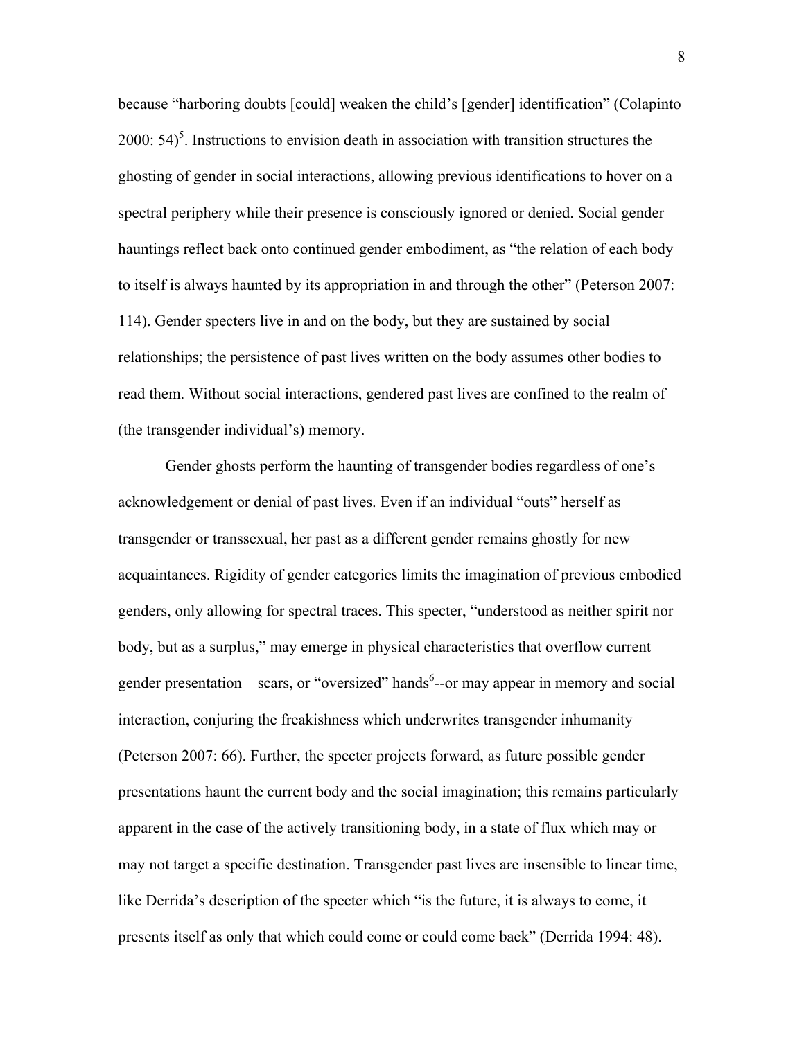because "harboring doubts [could] weaken the child's [gender] identification" (Colapinto 2000: 54)[5]. Instructions to envision death in association with transition structures the ghosting of gender in social interactions, allowing previous identifications to hover on a spectral periphery while their presence is consciously ignored or denied. Social gender hauntings reflect back onto continued gender embodiment, as "the relation of each body to itself is always haunted by its appropriation in and through the other" (Peterson 2007: 114). Gender specters live in and on the body, but they are sustained by social relationships; the persistence of past lives written on the body assumes other bodies to read them. Without social interactions, gendered past lives are confined to the realm of (the transgender individual's) memory.

Gender ghosts perform the haunting of transgender bodies regardless of one's acknowledgement or denial of past lives. Even if an individual "outs" herself as transgender or transsexual, her past as a different gender remains ghostly for new acquaintances. Rigidity of gender categories limits the imagination of previous embodied genders, only allowing for spectral traces. This specter, "understood as neither spirit nor body, but as a surplus," may emerge in physical characteristics that overflow current gender presentation—scars, or "oversized" hands[6]--or may appear in memory and social interaction, conjuring the freakishness which underwrites transgender inhumanity (Peterson 2007: 66). Further, the specter projects forward, as future possible gender presentations haunt the current body and the social imagination; this remains particularly apparent in the case of the actively transitioning body, in a state of flux which may or may not target a specific destination. Transgender past lives are insensible to linear time, like Derrida's description of the specter which "is the future, it is always to come, it presents itself as only that which could come or could come back" (Derrida 1994: 48).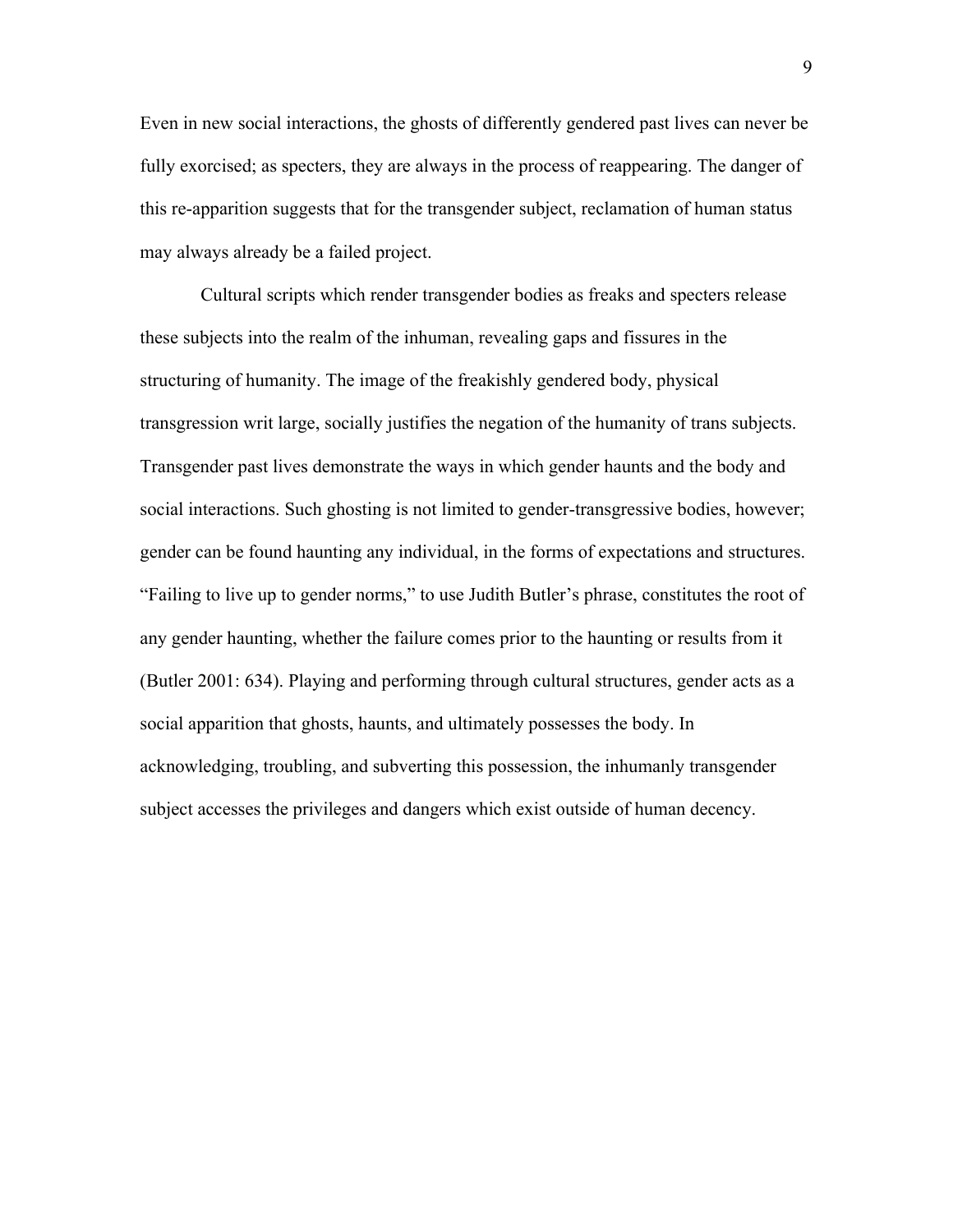Even in new social interactions, the ghosts of differently gendered past lives can never be fully exorcised; as specters, they are always in the process of reappearing. The danger of this re-apparition suggests that for the transgender subject, reclamation of human status may always already be a failed project.

Cultural scripts which render transgender bodies as freaks and specters release these subjects into the realm of the inhuman, revealing gaps and fissures in the structuring of humanity. The image of the freakishly gendered body, physical transgression writ large, socially justifies the negation of the humanity of trans subjects. Transgender past lives demonstrate the ways in which gender haunts and the body and social interactions. Such ghosting is not limited to gender-transgressive bodies, however; gender can be found haunting any individual, in the forms of expectations and structures. "Failing to live up to gender norms," to use Judith Butler's phrase, constitutes the root of any gender haunting, whether the failure comes prior to the haunting or results from it (Butler 2001: 634). Playing and performing through cultural structures, gender acts as a social apparition that ghosts, haunts, and ultimately possesses the body. In acknowledging, troubling, and subverting this possession, the inhumanly transgender subject accesses the privileges and dangers which exist outside of human decency.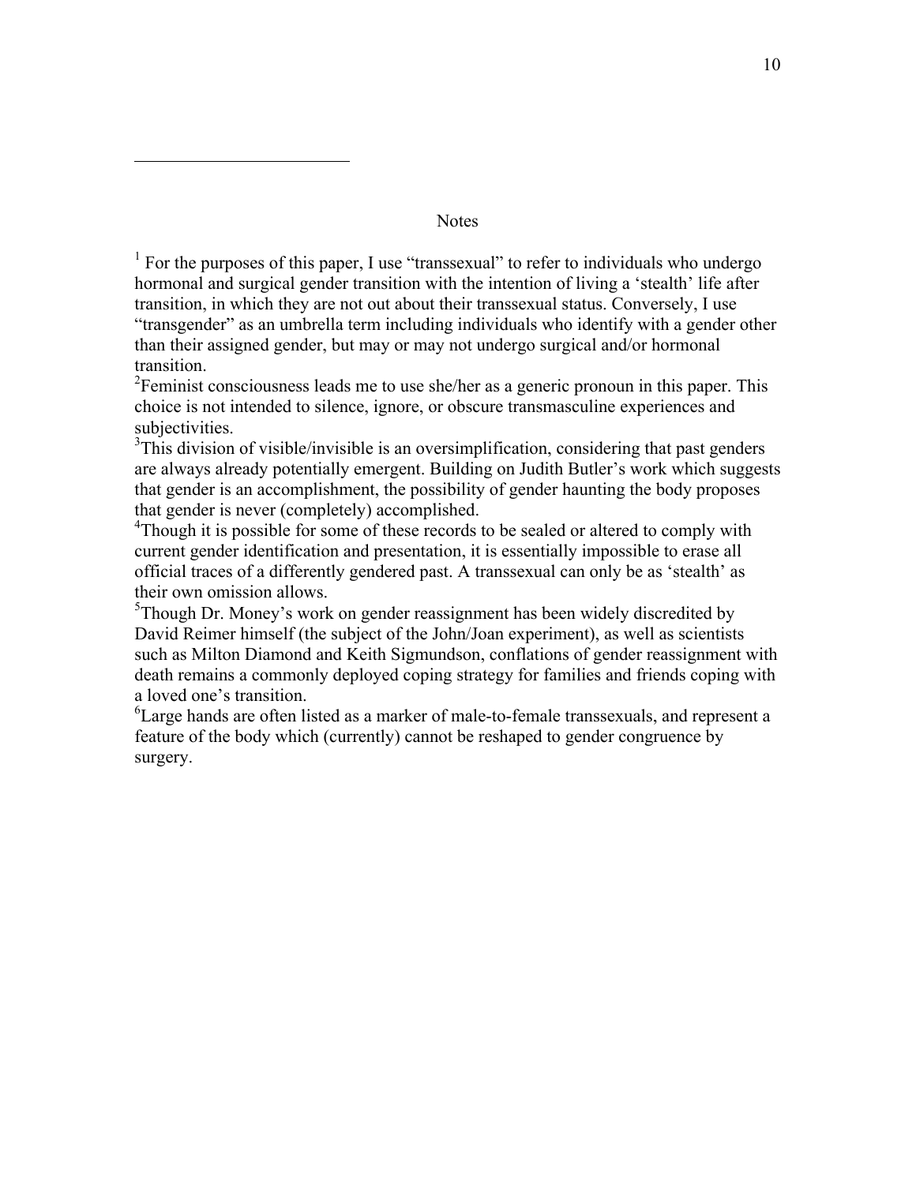## Notes

[1] For the purposes of this paper, I use "transsexual" to refer to individuals who undergo hormonal and surgical gender transition with the intention of living a 'stealth' life after transition, in which they are not out about their transsexual status. Conversely, I use "transgender" as an umbrella term including individuals who identify with a gender other than their assigned gender, but may or may not undergo surgical and/or hormonal transition.

[2] Feminist consciousness leads me to use she/her as a generic pronoun in this paper. This choice is not intended to silence, ignore, or obscure transmasculine experiences and subjectivities.

[3] This division of visible/invisible is an oversimplification, considering that past genders are always already potentially emergent. Building on Judith Butler's work which suggests that gender is an accomplishment, the possibility of gender haunting the body proposes that gender is never (completely) accomplished.

[4] Though it is possible for some of these records to be sealed or altered to comply with current gender identification and presentation, it is essentially impossible to erase all official traces of a differently gendered past. A transsexual can only be as 'stealth' as their own omission allows.

[5] Though Dr. Money's work on gender reassignment has been widely discredited by David Reimer himself (the subject of the John/Joan experiment), as well as scientists such as Milton Diamond and Keith Sigmundson, conflations of gender reassignment with death remains a commonly deployed coping strategy for families and friends coping with a loved one's transition.

[6] Large hands are often listed as a marker of male-to-female transsexuals, and represent a feature of the body which (currently) cannot be reshaped to gender congruence by surgery.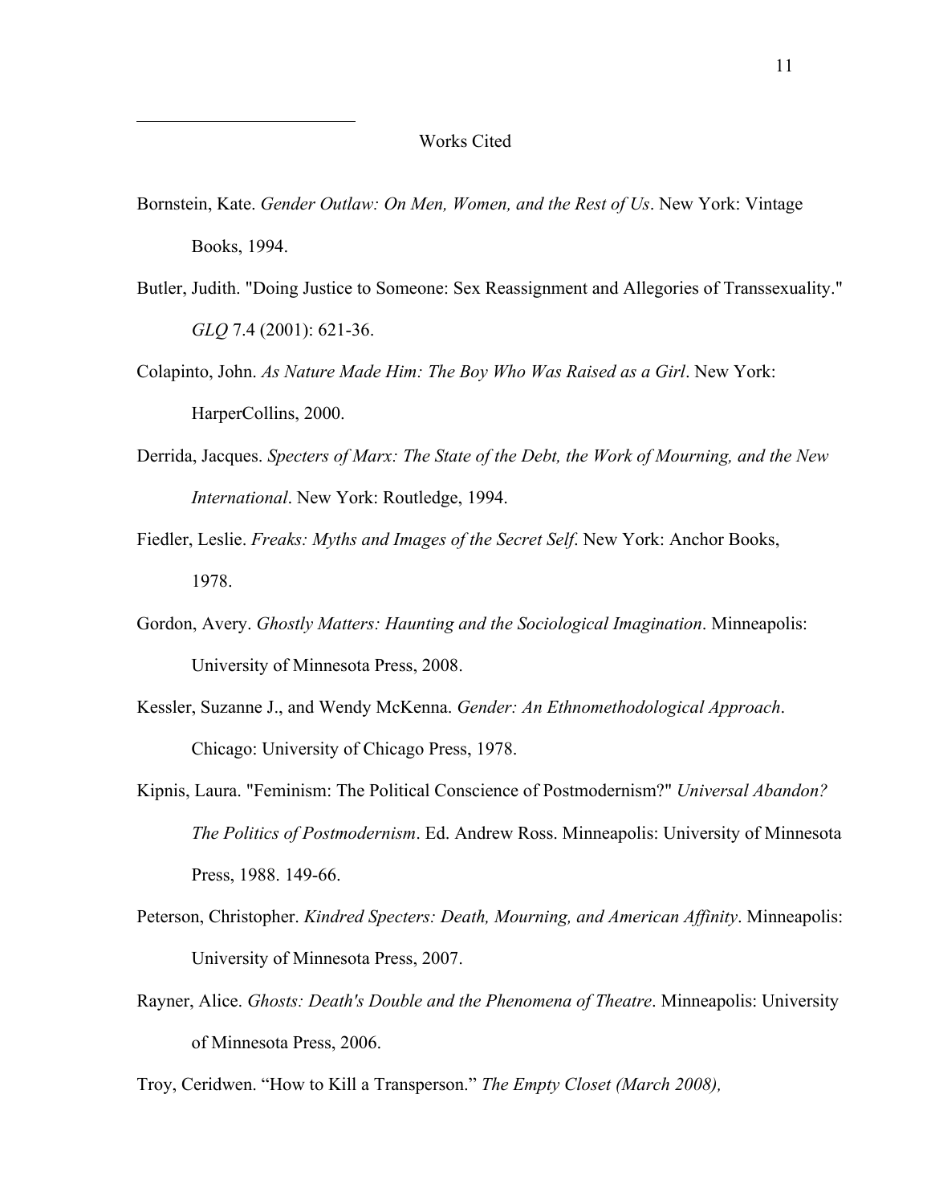## Works Cited

Bornstein, Kate. *Gender Outlaw: On Men, Women, and the Rest of Us*. New York: Vintage Books, 1994.

Butler, Judith. "Doing Justice to Someone: Sex Reassignment and Allegories of Transsexuality." *GLQ* 7.4 (2001): 621-36.

Colapinto, John. *As Nature Made Him: The Boy Who Was Raised as a Girl*. New York: HarperCollins, 2000.

Derrida, Jacques. *Specters of Marx: The State of the Debt, the Work of Mourning, and the New International*. New York: Routledge, 1994.

Fiedler, Leslie. *Freaks: Myths and Images of the Secret Self*. New York: Anchor Books, 1978.

Gordon, Avery. *Ghostly Matters: Haunting and the Sociological Imagination*. Minneapolis: University of Minnesota Press, 2008.

Kessler, Suzanne J., and Wendy McKenna. *Gender: An Ethnomethodological Approach*. Chicago: University of Chicago Press, 1978.

Kipnis, Laura. "Feminism: The Political Conscience of Postmodernism?" *Universal Abandon? The Politics of Postmodernism*. Ed. Andrew Ross. Minneapolis: University of Minnesota Press, 1988. 149-66.

Peterson, Christopher. *Kindred Specters: Death, Mourning, and American Affinity*. Minneapolis: University of Minnesota Press, 2007.

Rayner, Alice. *Ghosts: Death's Double and the Phenomena of Theatre*. Minneapolis: University of Minnesota Press, 2006.

Troy, Ceridwen. "How to Kill a Transperson." *The Empty Closet (March 2008),*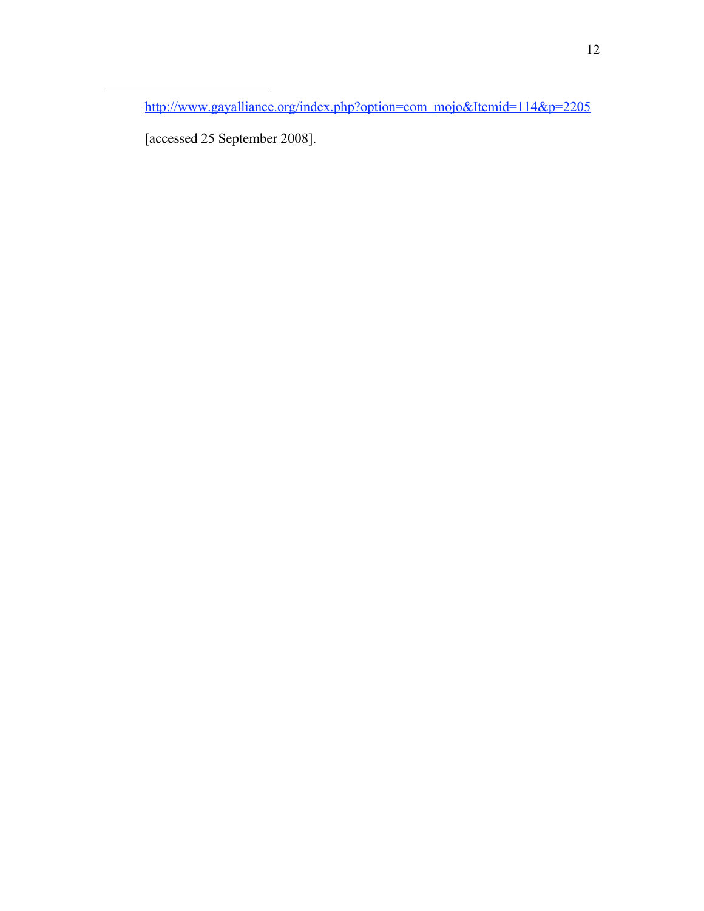http://www.gayalliance.org/index.php?option=com_mojo&Itemid=114&p=2205

[accessed 25 September 2008].